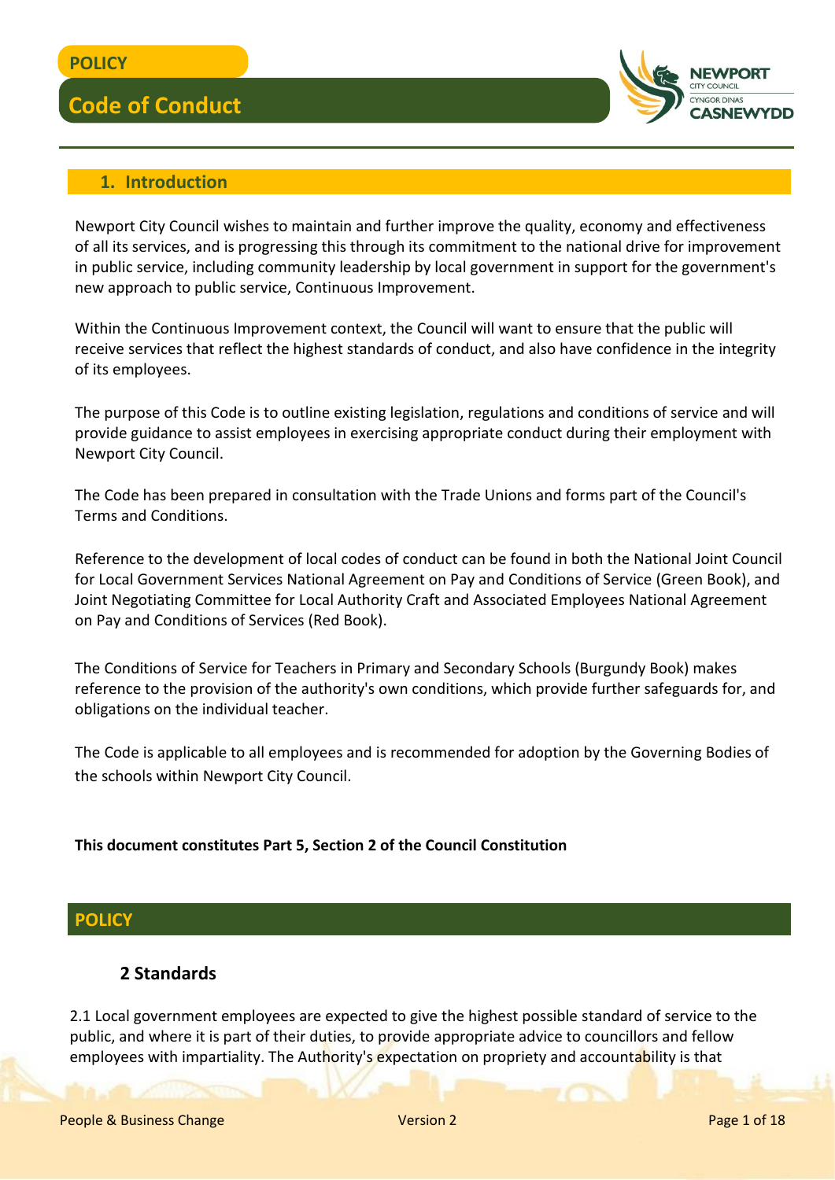POLICY

# Code of Conduct

## 1. Introduction

Newport City Council wishes to maintain and further improve the quality, economy and effectiveness of all its services, and is progressing this through its commitment to the national drive for improvement in public service, including community leadership by local government in support for the government's new approach to public service, Continuous Improvement.

Within the Continuous Improvement context, the Council will want to ensure that the public will receive services that reflect the highest standards of conduct, and also have confidence in the integrity of its employees.

The purpose of this Code is to outline existing legislation, regulations and conditions of service and will provide guidance to assist employees in exercising appropriate conduct during their employment with Newport City Council.

The Code has been prepared in consultation with the Trade Unions and forms part of the Council's Terms and Conditions.

Reference to the development of local codes of conduct can be found in both the National Joint Council for Local Government Services National Agreement on Pay and Conditions of Service (Green Book), and Joint Negotiating Committee for Local Authority Craft and Associated Employees National Agreement on Pay and Conditions of Services (Red Book).

The Conditions of Service for Teachers in Primary and Secondary Schools (Burgundy Book) makes reference to the provision of the authority's own conditions, which provide further safeguards for, and obligations on the individual teacher.

The Code is applicable to all employees and is recommended for adoption by the Governing Bodies of the schools within Newport City Council.

**This document constitutes Part 5, Section 2 of the Council Constitution**

## POLICY

### 2 Standards

2.1 Local government employees are expected to give the highest possible standard of service to the public, and where it is part of their duties, to provide appropriate advice to councillors and fellow employees with impartiality. The Authority's expectation on propriety and accountability is that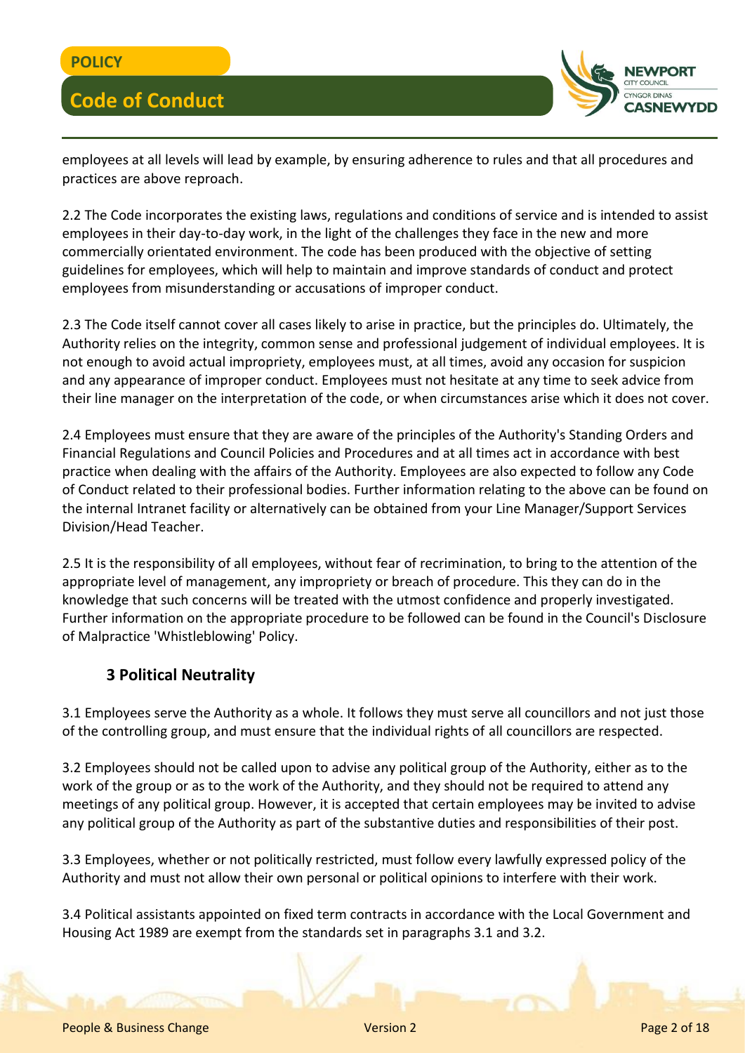employees at all levels will lead by example, by ensuring adherence to rules and that all procedures and practices are above reproach.

2.2 The Code incorporates the existing laws, regulations and conditions of service and is intended to assist employees in their day-to-day work, in the light of the challenges they face in the new and more commercially orientated environment. The code has been produced with the objective of setting guidelines for employees, which will help to maintain and improve standards of conduct and protect employees from misunderstanding or accusations of improper conduct.

2.3 The Code itself cannot cover all cases likely to arise in practice, but the principles do. Ultimately, the Authority relies on the integrity, common sense and professional judgement of individual employees. It is not enough to avoid actual impropriety, employees must, at all times, avoid any occasion for suspicion and any appearance of improper conduct. Employees must not hesitate at any time to seek advice from their line manager on the interpretation of the code, or when circumstances arise which it does not cover.

2.4 Employees must ensure that they are aware of the principles of the Authority's Standing Orders and Financial Regulations and Council Policies and Procedures and at all times act in accordance with best practice when dealing with the affairs of the Authority. Employees are also expected to follow any Code of Conduct related to their professional bodies. Further information relating to the above can be found on the internal Intranet facility or alternatively can be obtained from your Line Manager/Support Services Division/Head Teacher.

2.5 It is the responsibility of all employees, without fear of recrimination, to bring to the attention of the appropriate level of management, any impropriety or breach of procedure. This they can do in the knowledge that such concerns will be treated with the utmost confidence and properly investigated. Further information on the appropriate procedure to be followed can be found in the Council's Disclosure of Malpractice 'Whistleblowing' Policy.

## 3 Political Neutrality

3.1 Employees serve the Authority as a whole. It follows they must serve all councillors and not just those of the controlling group, and must ensure that the individual rights of all councillors are respected.

3.2 Employees should not be called upon to advise any political group of the Authority, either as to the work of the group or as to the work of the Authority, and they should not be required to attend any meetings of any political group. However, it is accepted that certain employees may be invited to advise any political group of the Authority as part of the substantive duties and responsibilities of their post.

3.3 Employees, whether or not politically restricted, must follow every lawfully expressed policy of the Authority and must not allow their own personal or political opinions to interfere with their work.

3.4 Political assistants appointed on fixed term contracts in accordance with the Local Government and Housing Act 1989 are exempt from the standards set in paragraphs 3.1 and 3.2.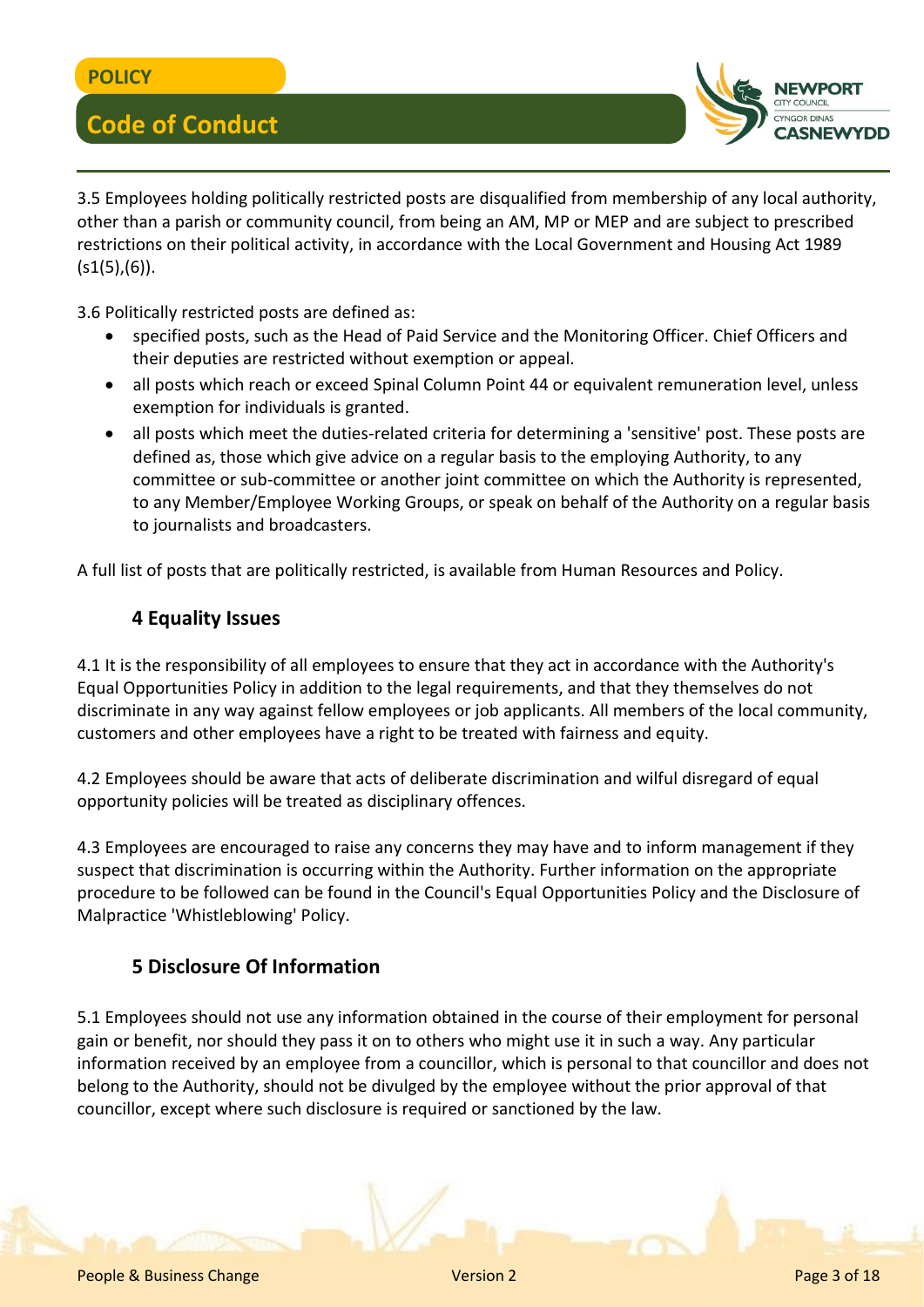3.5 Employees holding politically restricted posts are disqualified from membership of any local authority, other than a parish or community council, from being an AM, MP or MEP and are subject to prescribed restrictions on their political activity, in accordance with the Local Government and Housing Act 1989 (s1(5),(6)).

3.6 Politically restricted posts are defined as:

- specified posts, such as the Head of Paid Service and the Monitoring Officer. Chief Officers and their deputies are restricted without exemption or appeal.
- all posts which reach or exceed Spinal Column Point 44 or equivalent remuneration level, unless exemption for individuals is granted.
- all posts which meet the duties-related criteria for determining a 'sensitive' post. These posts are defined as, those which give advice on a regular basis to the employing Authority, to any committee or sub-committee or another joint committee on which the Authority is represented, to any Member/Employee Working Groups, or speak on behalf of the Authority on a regular basis to journalists and broadcasters.

A full list of posts that are politically restricted, is available from Human Resources and Policy.

## 4 Equality Issues

4.1 It is the responsibility of all employees to ensure that they act in accordance with the Authority's Equal Opportunities Policy in addition to the legal requirements, and that they themselves do not discriminate in any way against fellow employees or job applicants. All members of the local community, customers and other employees have a right to be treated with fairness and equity.

4.2 Employees should be aware that acts of deliberate discrimination and wilful disregard of equal opportunity policies will be treated as disciplinary offences.

4.3 Employees are encouraged to raise any concerns they may have and to inform management if they suspect that discrimination is occurring within the Authority. Further information on the appropriate procedure to be followed can be found in the Council's Equal Opportunities Policy and the Disclosure of Malpractice 'Whistleblowing' Policy.

## 5 Disclosure Of Information

5.1 Employees should not use any information obtained in the course of their employment for personal gain or benefit, nor should they pass it on to others who might use it in such a way. Any particular information received by an employee from a councillor, which is personal to that councillor and does not belong to the Authority, should not be divulged by the employee without the prior approval of that councillor, except where such disclosure is required or sanctioned by the law.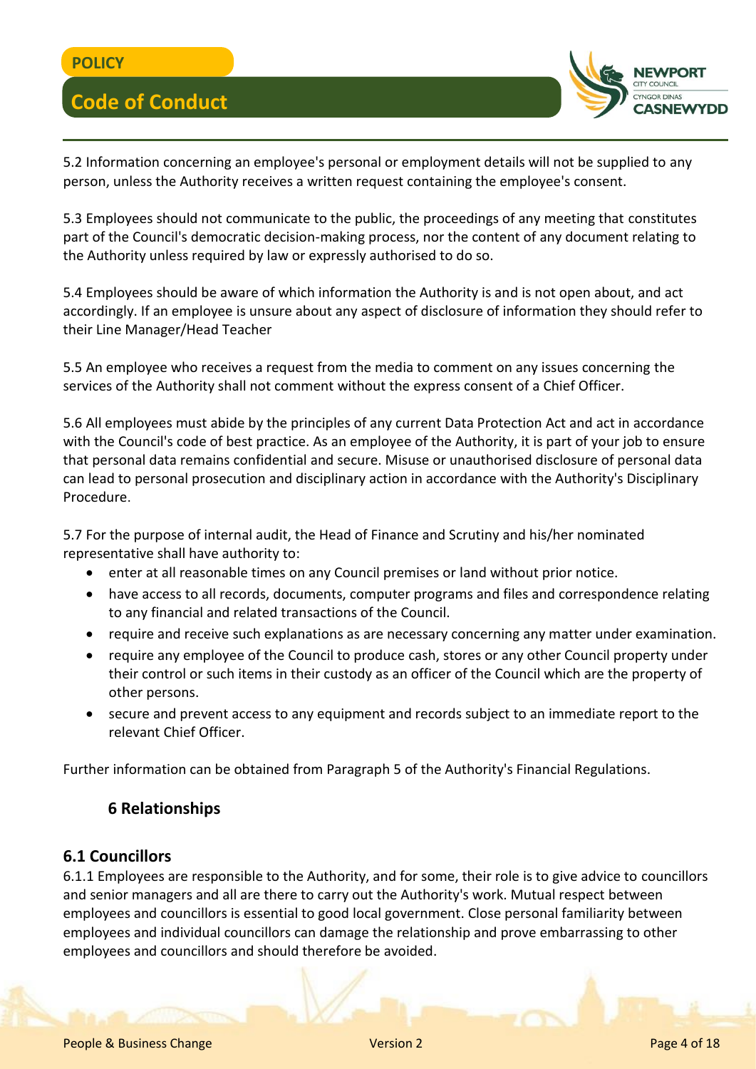5.2 Information concerning an employee's personal or employment details will not be supplied to any person, unless the Authority receives a written request containing the employee's consent.

5.3 Employees should not communicate to the public, the proceedings of any meeting that constitutes part of the Council's democratic decision-making process, nor the content of any document relating to the Authority unless required by law or expressly authorised to do so.

5.4 Employees should be aware of which information the Authority is and is not open about, and act accordingly. If an employee is unsure about any aspect of disclosure of information they should refer to their Line Manager/Head Teacher

5.5 An employee who receives a request from the media to comment on any issues concerning the services of the Authority shall not comment without the express consent of a Chief Officer.

5.6 All employees must abide by the principles of any current Data Protection Act and act in accordance with the Council's code of best practice. As an employee of the Authority, it is part of your job to ensure that personal data remains confidential and secure. Misuse or unauthorised disclosure of personal data can lead to personal prosecution and disciplinary action in accordance with the Authority's Disciplinary Procedure.

5.7 For the purpose of internal audit, the Head of Finance and Scrutiny and his/her nominated representative shall have authority to:

- enter at all reasonable times on any Council premises or land without prior notice.
- have access to all records, documents, computer programs and files and correspondence relating to any financial and related transactions of the Council.
- require and receive such explanations as are necessary concerning any matter under examination.
- require any employee of the Council to produce cash, stores or any other Council property under their control or such items in their custody as an officer of the Council which are the property of other persons.
- secure and prevent access to any equipment and records subject to an immediate report to the relevant Chief Officer.

Further information can be obtained from Paragraph 5 of the Authority's Financial Regulations.

## 6 Relationships

### 6.1 Councillors

6.1.1 Employees are responsible to the Authority, and for some, their role is to give advice to councillors and senior managers and all are there to carry out the Authority's work. Mutual respect between employees and councillors is essential to good local government. Close personal familiarity between employees and individual councillors can damage the relationship and prove embarrassing to other employees and councillors and should therefore be avoided.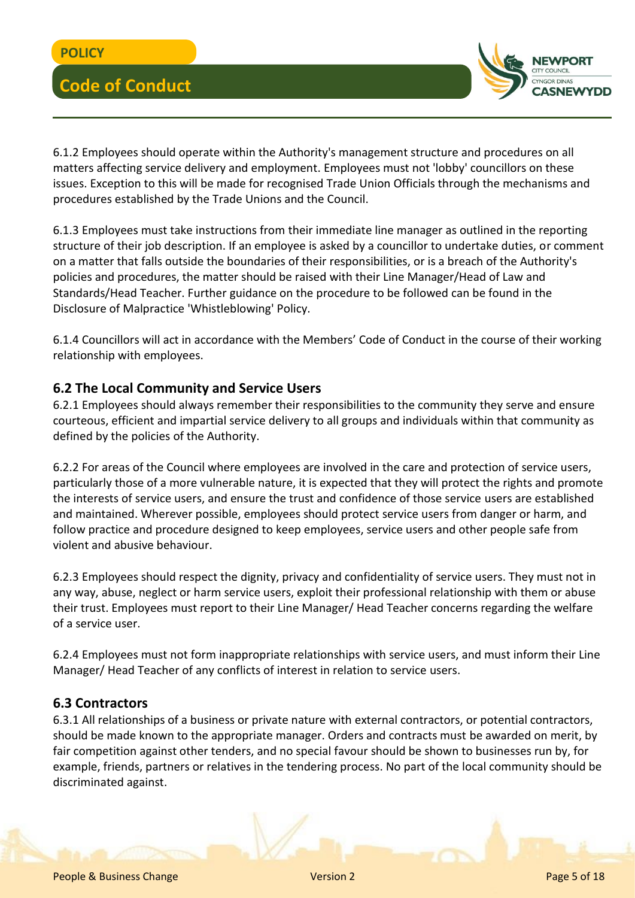6.1.2 Employees should operate within the Authority's management structure and procedures on all matters affecting service delivery and employment. Employees must not 'lobby' councillors on these issues. Exception to this will be made for recognised Trade Union Officials through the mechanisms and procedures established by the Trade Unions and the Council.

6.1.3 Employees must take instructions from their immediate line manager as outlined in the reporting structure of their job description. If an employee is asked by a councillor to undertake duties, or comment on a matter that falls outside the boundaries of their responsibilities, or is a breach of the Authority's policies and procedures, the matter should be raised with their Line Manager/Head of Law and Standards/Head Teacher. Further guidance on the procedure to be followed can be found in the Disclosure of Malpractice 'Whistleblowing' Policy.

6.1.4 Councillors will act in accordance with the Members' Code of Conduct in the course of their working relationship with employees.

## 6.2 The Local Community and Service Users

6.2.1 Employees should always remember their responsibilities to the community they serve and ensure courteous, efficient and impartial service delivery to all groups and individuals within that community as defined by the policies of the Authority.

6.2.2 For areas of the Council where employees are involved in the care and protection of service users, particularly those of a more vulnerable nature, it is expected that they will protect the rights and promote the interests of service users, and ensure the trust and confidence of those service users are established and maintained. Wherever possible, employees should protect service users from danger or harm, and follow practice and procedure designed to keep employees, service users and other people safe from violent and abusive behaviour.

6.2.3 Employees should respect the dignity, privacy and confidentiality of service users. They must not in any way, abuse, neglect or harm service users, exploit their professional relationship with them or abuse their trust. Employees must report to their Line Manager/ Head Teacher concerns regarding the welfare of a service user.

6.2.4 Employees must not form inappropriate relationships with service users, and must inform their Line Manager/ Head Teacher of any conflicts of interest in relation to service users.

## 6.3 Contractors

6.3.1 All relationships of a business or private nature with external contractors, or potential contractors, should be made known to the appropriate manager. Orders and contracts must be awarded on merit, by fair competition against other tenders, and no special favour should be shown to businesses run by, for example, friends, partners or relatives in the tendering process. No part of the local community should be discriminated against.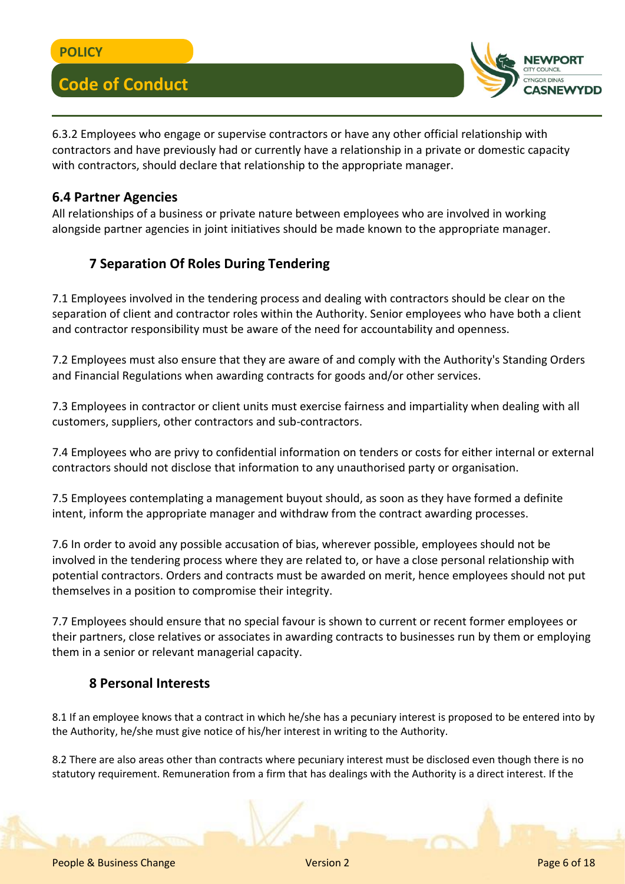6.3.2 Employees who engage or supervise contractors or have any other official relationship with contractors and have previously had or currently have a relationship in a private or domestic capacity with contractors, should declare that relationship to the appropriate manager.

### 6.4 Partner Agencies

All relationships of a business or private nature between employees who are involved in working alongside partner agencies in joint initiatives should be made known to the appropriate manager.

## 7 Separation Of Roles During Tendering

7.1 Employees involved in the tendering process and dealing with contractors should be clear on the separation of client and contractor roles within the Authority. Senior employees who have both a client and contractor responsibility must be aware of the need for accountability and openness.

7.2 Employees must also ensure that they are aware of and comply with the Authority's Standing Orders and Financial Regulations when awarding contracts for goods and/or other services.

7.3 Employees in contractor or client units must exercise fairness and impartiality when dealing with all customers, suppliers, other contractors and sub-contractors.

7.4 Employees who are privy to confidential information on tenders or costs for either internal or external contractors should not disclose that information to any unauthorised party or organisation.

7.5 Employees contemplating a management buyout should, as soon as they have formed a definite intent, inform the appropriate manager and withdraw from the contract awarding processes.

7.6 In order to avoid any possible accusation of bias, wherever possible, employees should not be involved in the tendering process where they are related to, or have a close personal relationship with potential contractors. Orders and contracts must be awarded on merit, hence employees should not put themselves in a position to compromise their integrity.

7.7 Employees should ensure that no special favour is shown to current or recent former employees or their partners, close relatives or associates in awarding contracts to businesses run by them or employing them in a senior or relevant managerial capacity.

## 8 Personal Interests

8.1 If an employee knows that a contract in which he/she has a pecuniary interest is proposed to be entered into by the Authority, he/she must give notice of his/her interest in writing to the Authority.

8.2 There are also areas other than contracts where pecuniary interest must be disclosed even though there is no statutory requirement. Remuneration from a firm that has dealings with the Authority is a direct interest. If the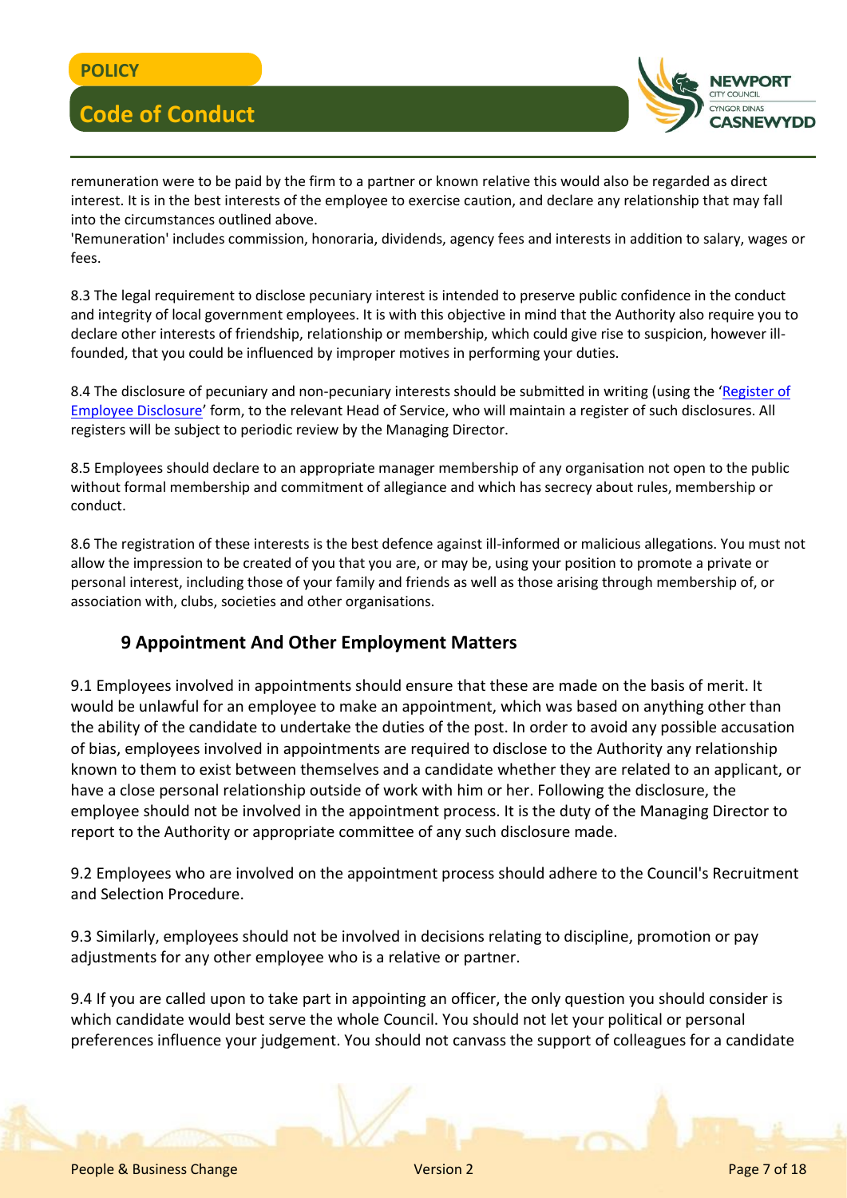remuneration were to be paid by the firm to a partner or known relative this would also be regarded as direct interest. It is in the best interests of the employee to exercise caution, and declare any relationship that may fall into the circumstances outlined above.
'Remuneration' includes commission, honoraria, dividends, agency fees and interests in addition to salary, wages or fees.

8.3 The legal requirement to disclose pecuniary interest is intended to preserve public confidence in the conduct and integrity of local government employees. It is with this objective in mind that the Authority also require you to declare other interests of friendship, relationship or membership, which could give rise to suspicion, however ill-founded, that you could be influenced by improper motives in performing your duties.

8.4 The disclosure of pecuniary and non-pecuniary interests should be submitted in writing (using the 'Register of Employee Disclosure' form, to the relevant Head of Service, who will maintain a register of such disclosures. All registers will be subject to periodic review by the Managing Director.

8.5 Employees should declare to an appropriate manager membership of any organisation not open to the public without formal membership and commitment of allegiance and which has secrecy about rules, membership or conduct.

8.6 The registration of these interests is the best defence against ill-informed or malicious allegations. You must not allow the impression to be created of you that you are, or may be, using your position to promote a private or personal interest, including those of your family and friends as well as those arising through membership of, or association with, clubs, societies and other organisations.

## 9 Appointment And Other Employment Matters

9.1 Employees involved in appointments should ensure that these are made on the basis of merit. It would be unlawful for an employee to make an appointment, which was based on anything other than the ability of the candidate to undertake the duties of the post. In order to avoid any possible accusation of bias, employees involved in appointments are required to disclose to the Authority any relationship known to them to exist between themselves and a candidate whether they are related to an applicant, or have a close personal relationship outside of work with him or her. Following the disclosure, the employee should not be involved in the appointment process. It is the duty of the Managing Director to report to the Authority or appropriate committee of any such disclosure made.

9.2 Employees who are involved on the appointment process should adhere to the Council's Recruitment and Selection Procedure.

9.3 Similarly, employees should not be involved in decisions relating to discipline, promotion or pay adjustments for any other employee who is a relative or partner.

9.4 If you are called upon to take part in appointing an officer, the only question you should consider is which candidate would best serve the whole Council. You should not let your political or personal preferences influence your judgement. You should not canvass the support of colleagues for a candidate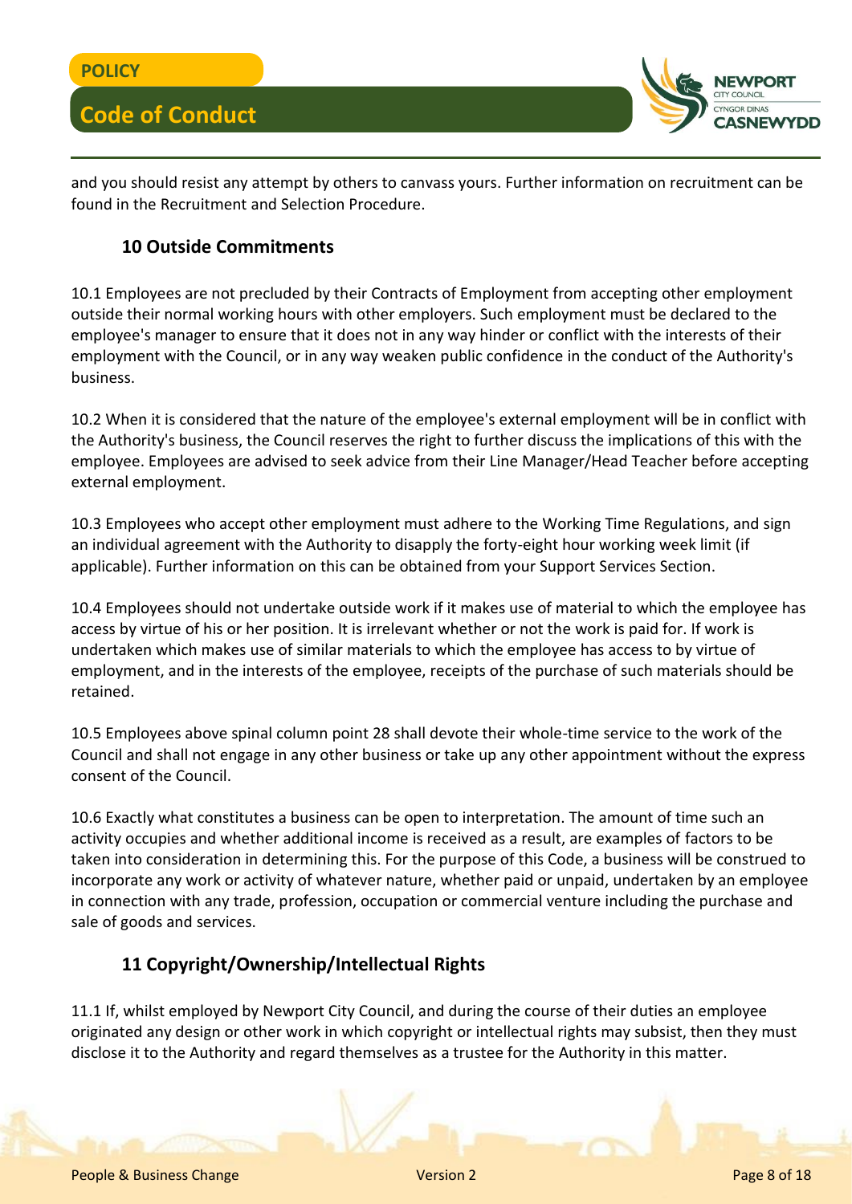and you should resist any attempt by others to canvass yours. Further information on recruitment can be found in the Recruitment and Selection Procedure.

## 10 Outside Commitments

10.1 Employees are not precluded by their Contracts of Employment from accepting other employment outside their normal working hours with other employers. Such employment must be declared to the employee's manager to ensure that it does not in any way hinder or conflict with the interests of their employment with the Council, or in any way weaken public confidence in the conduct of the Authority's business.

10.2 When it is considered that the nature of the employee's external employment will be in conflict with the Authority's business, the Council reserves the right to further discuss the implications of this with the employee. Employees are advised to seek advice from their Line Manager/Head Teacher before accepting external employment.

10.3 Employees who accept other employment must adhere to the Working Time Regulations, and sign an individual agreement with the Authority to disapply the forty-eight hour working week limit (if applicable). Further information on this can be obtained from your Support Services Section.

10.4 Employees should not undertake outside work if it makes use of material to which the employee has access by virtue of his or her position. It is irrelevant whether or not the work is paid for. If work is undertaken which makes use of similar materials to which the employee has access to by virtue of employment, and in the interests of the employee, receipts of the purchase of such materials should be retained.

10.5 Employees above spinal column point 28 shall devote their whole-time service to the work of the Council and shall not engage in any other business or take up any other appointment without the express consent of the Council.

10.6 Exactly what constitutes a business can be open to interpretation. The amount of time such an activity occupies and whether additional income is received as a result, are examples of factors to be taken into consideration in determining this. For the purpose of this Code, a business will be construed to incorporate any work or activity of whatever nature, whether paid or unpaid, undertaken by an employee in connection with any trade, profession, occupation or commercial venture including the purchase and sale of goods and services.

## 11 Copyright/Ownership/Intellectual Rights

11.1 If, whilst employed by Newport City Council, and during the course of their duties an employee originated any design or other work in which copyright or intellectual rights may subsist, then they must disclose it to the Authority and regard themselves as a trustee for the Authority in this matter.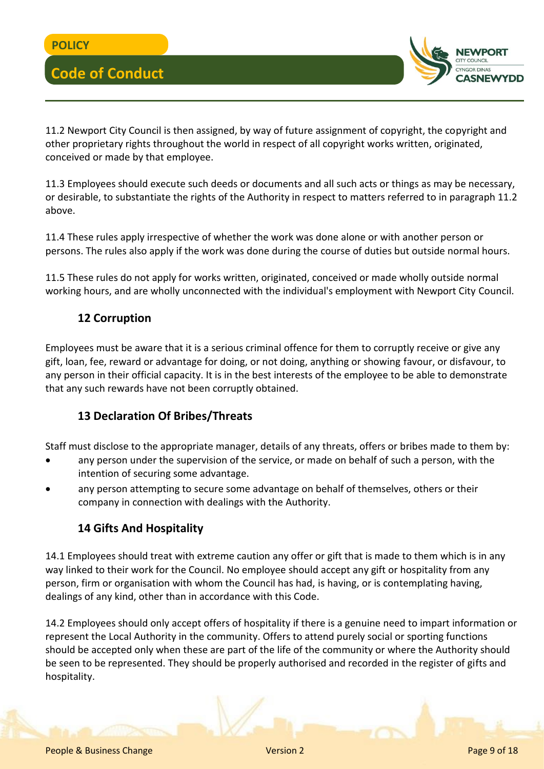11.2 Newport City Council is then assigned, by way of future assignment of copyright, the copyright and other proprietary rights throughout the world in respect of all copyright works written, originated, conceived or made by that employee.

11.3 Employees should execute such deeds or documents and all such acts or things as may be necessary, or desirable, to substantiate the rights of the Authority in respect to matters referred to in paragraph 11.2 above.

11.4 These rules apply irrespective of whether the work was done alone or with another person or persons. The rules also apply if the work was done during the course of duties but outside normal hours.

11.5 These rules do not apply for works written, originated, conceived or made wholly outside normal working hours, and are wholly unconnected with the individual's employment with Newport City Council.

## 12 Corruption

Employees must be aware that it is a serious criminal offence for them to corruptly receive or give any gift, loan, fee, reward or advantage for doing, or not doing, anything or showing favour, or disfavour, to any person in their official capacity. It is in the best interests of the employee to be able to demonstrate that any such rewards have not been corruptly obtained.

## 13 Declaration Of Bribes/Threats

Staff must disclose to the appropriate manager, details of any threats, offers or bribes made to them by:

- any person under the supervision of the service, or made on behalf of such a person, with the intention of securing some advantage.
- any person attempting to secure some advantage on behalf of themselves, others or their company in connection with dealings with the Authority.

## 14 Gifts And Hospitality

14.1 Employees should treat with extreme caution any offer or gift that is made to them which is in any way linked to their work for the Council. No employee should accept any gift or hospitality from any person, firm or organisation with whom the Council has had, is having, or is contemplating having, dealings of any kind, other than in accordance with this Code.

14.2 Employees should only accept offers of hospitality if there is a genuine need to impart information or represent the Local Authority in the community. Offers to attend purely social or sporting functions should be accepted only when these are part of the life of the community or where the Authority should be seen to be represented. They should be properly authorised and recorded in the register of gifts and hospitality.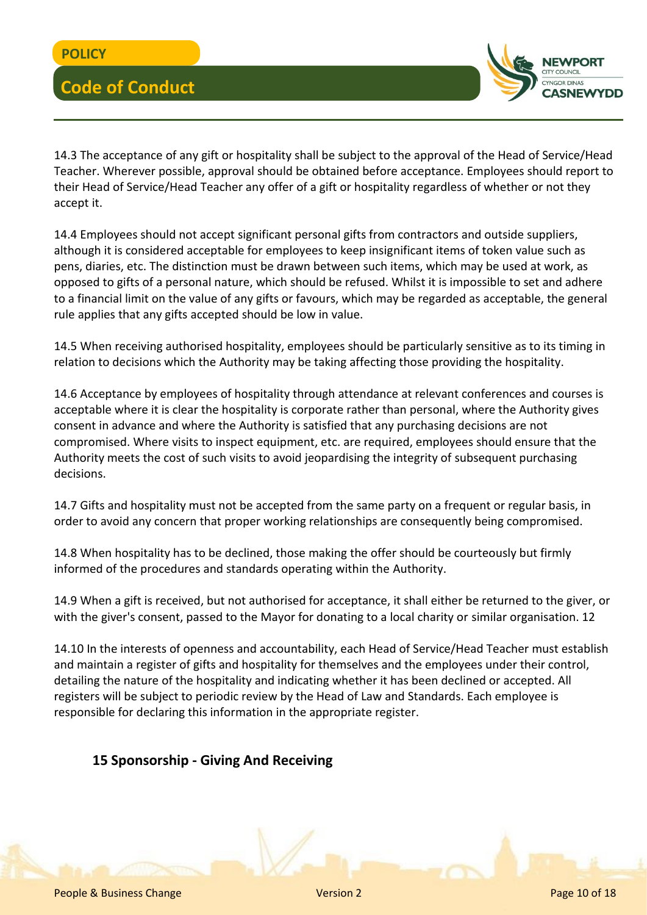14.3 The acceptance of any gift or hospitality shall be subject to the approval of the Head of Service/Head Teacher. Wherever possible, approval should be obtained before acceptance. Employees should report to their Head of Service/Head Teacher any offer of a gift or hospitality regardless of whether or not they accept it.

14.4 Employees should not accept significant personal gifts from contractors and outside suppliers, although it is considered acceptable for employees to keep insignificant items of token value such as pens, diaries, etc. The distinction must be drawn between such items, which may be used at work, as opposed to gifts of a personal nature, which should be refused. Whilst it is impossible to set and adhere to a financial limit on the value of any gifts or favours, which may be regarded as acceptable, the general rule applies that any gifts accepted should be low in value.

14.5 When receiving authorised hospitality, employees should be particularly sensitive as to its timing in relation to decisions which the Authority may be taking affecting those providing the hospitality.

14.6 Acceptance by employees of hospitality through attendance at relevant conferences and courses is acceptable where it is clear the hospitality is corporate rather than personal, where the Authority gives consent in advance and where the Authority is satisfied that any purchasing decisions are not compromised. Where visits to inspect equipment, etc. are required, employees should ensure that the Authority meets the cost of such visits to avoid jeopardising the integrity of subsequent purchasing decisions.

14.7 Gifts and hospitality must not be accepted from the same party on a frequent or regular basis, in order to avoid any concern that proper working relationships are consequently being compromised.

14.8 When hospitality has to be declined, those making the offer should be courteously but firmly informed of the procedures and standards operating within the Authority.

14.9 When a gift is received, but not authorised for acceptance, it shall either be returned to the giver, or with the giver's consent, passed to the Mayor for donating to a local charity or similar organisation. 12

14.10 In the interests of openness and accountability, each Head of Service/Head Teacher must establish and maintain a register of gifts and hospitality for themselves and the employees under their control, detailing the nature of the hospitality and indicating whether it has been declined or accepted. All registers will be subject to periodic review by the Head of Law and Standards. Each employee is responsible for declaring this information in the appropriate register.

## 15 Sponsorship - Giving And Receiving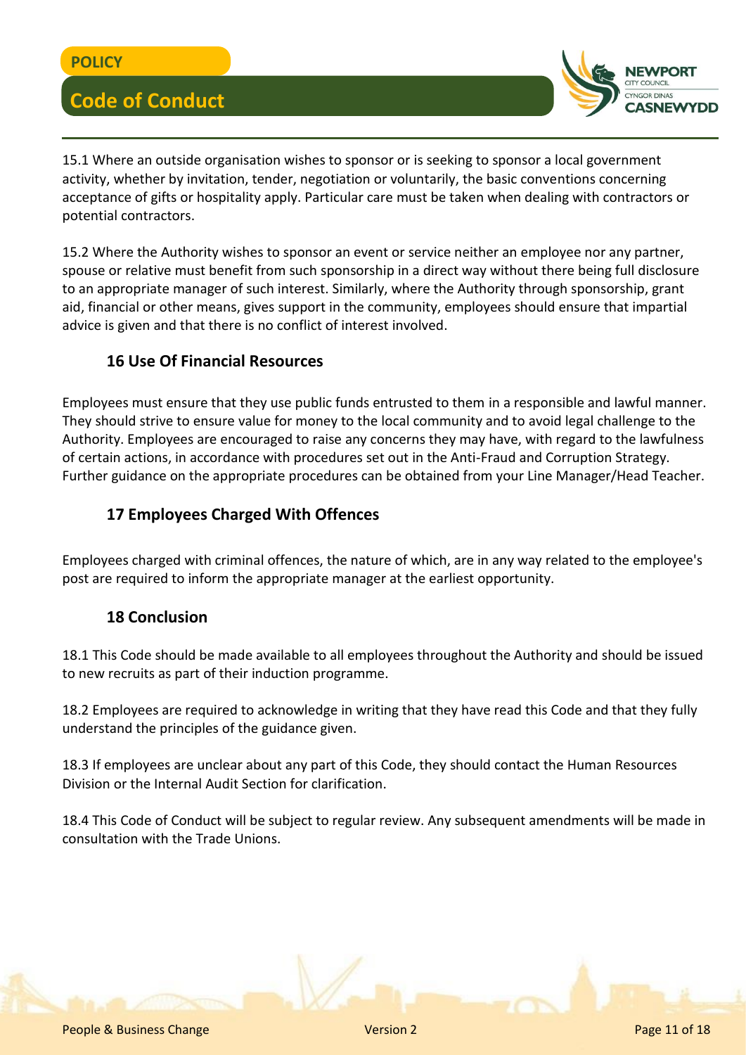15.1 Where an outside organisation wishes to sponsor or is seeking to sponsor a local government activity, whether by invitation, tender, negotiation or voluntarily, the basic conventions concerning acceptance of gifts or hospitality apply. Particular care must be taken when dealing with contractors or potential contractors.

15.2 Where the Authority wishes to sponsor an event or service neither an employee nor any partner, spouse or relative must benefit from such sponsorship in a direct way without there being full disclosure to an appropriate manager of such interest. Similarly, where the Authority through sponsorship, grant aid, financial or other means, gives support in the community, employees should ensure that impartial advice is given and that there is no conflict of interest involved.

## 16 Use Of Financial Resources

Employees must ensure that they use public funds entrusted to them in a responsible and lawful manner. They should strive to ensure value for money to the local community and to avoid legal challenge to the Authority. Employees are encouraged to raise any concerns they may have, with regard to the lawfulness of certain actions, in accordance with procedures set out in the Anti-Fraud and Corruption Strategy. Further guidance on the appropriate procedures can be obtained from your Line Manager/Head Teacher.

## 17 Employees Charged With Offences

Employees charged with criminal offences, the nature of which, are in any way related to the employee's post are required to inform the appropriate manager at the earliest opportunity.

## 18 Conclusion

18.1 This Code should be made available to all employees throughout the Authority and should be issued to new recruits as part of their induction programme.

18.2 Employees are required to acknowledge in writing that they have read this Code and that they fully understand the principles of the guidance given.

18.3 If employees are unclear about any part of this Code, they should contact the Human Resources Division or the Internal Audit Section for clarification.

18.4 This Code of Conduct will be subject to regular review. Any subsequent amendments will be made in consultation with the Trade Unions.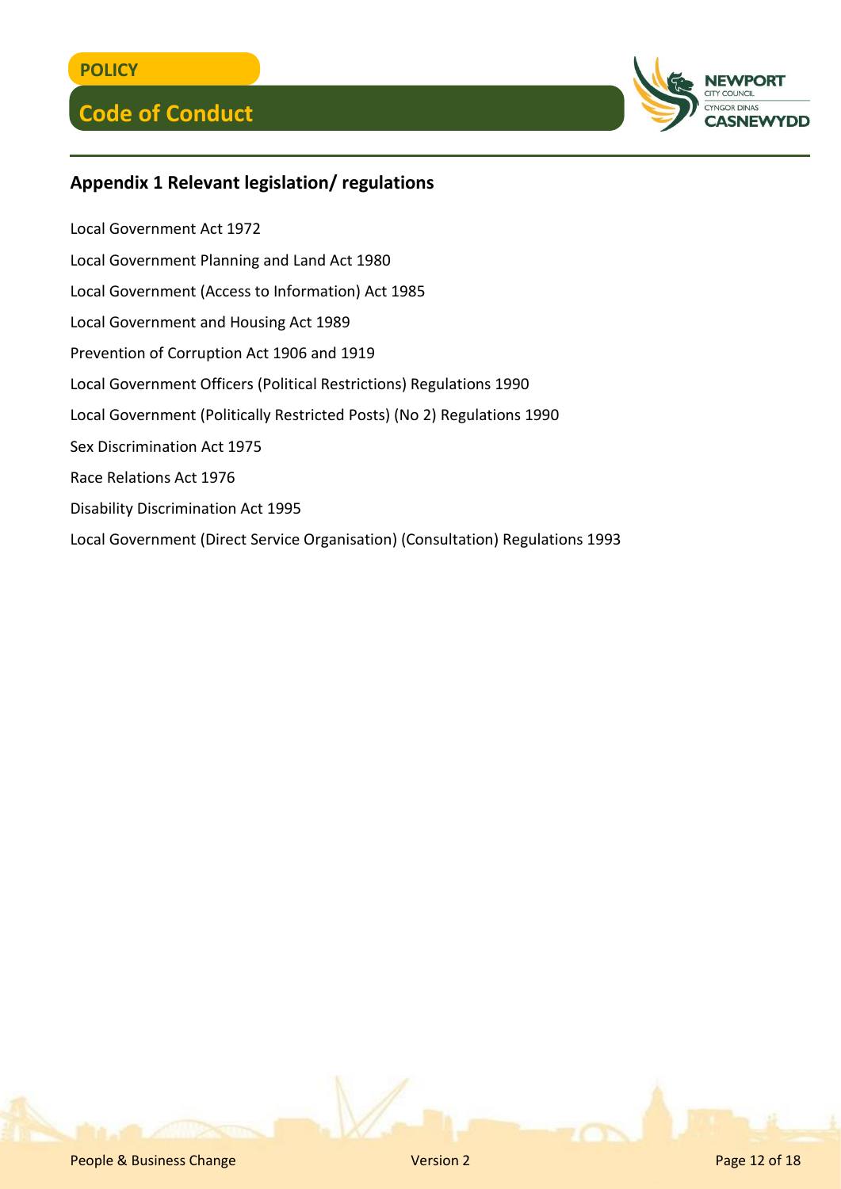## Appendix 1 Relevant legislation/ regulations

Local Government Act 1972

Local Government Planning and Land Act 1980

Local Government (Access to Information) Act 1985

Local Government and Housing Act 1989

Prevention of Corruption Act 1906 and 1919

Local Government Officers (Political Restrictions) Regulations 1990

Local Government (Politically Restricted Posts) (No 2) Regulations 1990

Sex Discrimination Act 1975

Race Relations Act 1976

Disability Discrimination Act 1995

Local Government (Direct Service Organisation) (Consultation) Regulations 1993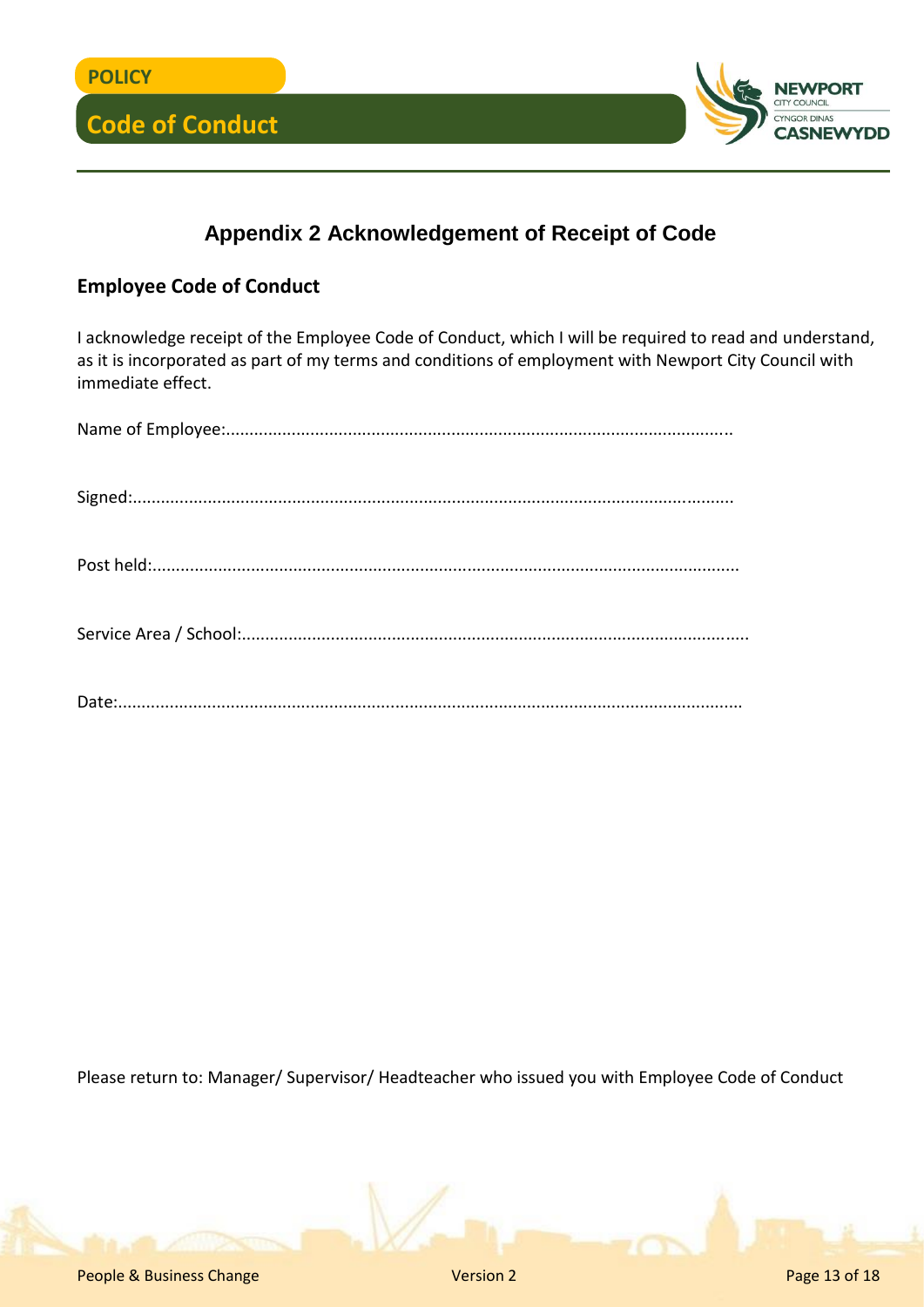## Appendix 2 Acknowledgement of Receipt of Code

### Employee Code of Conduct

I acknowledge receipt of the Employee Code of Conduct, which I will be required to read and understand, as it is incorporated as part of my terms and conditions of employment with Newport City Council with immediate effect.

Name of Employee:...........................................................................................................

Signed:...............................................................................................................................

Post held:...........................................................................................................................

Service Area / School:.........................................................................................................

Date:...................................................................................................................................

Please return to: Manager/ Supervisor/ Headteacher who issued you with Employee Code of Conduct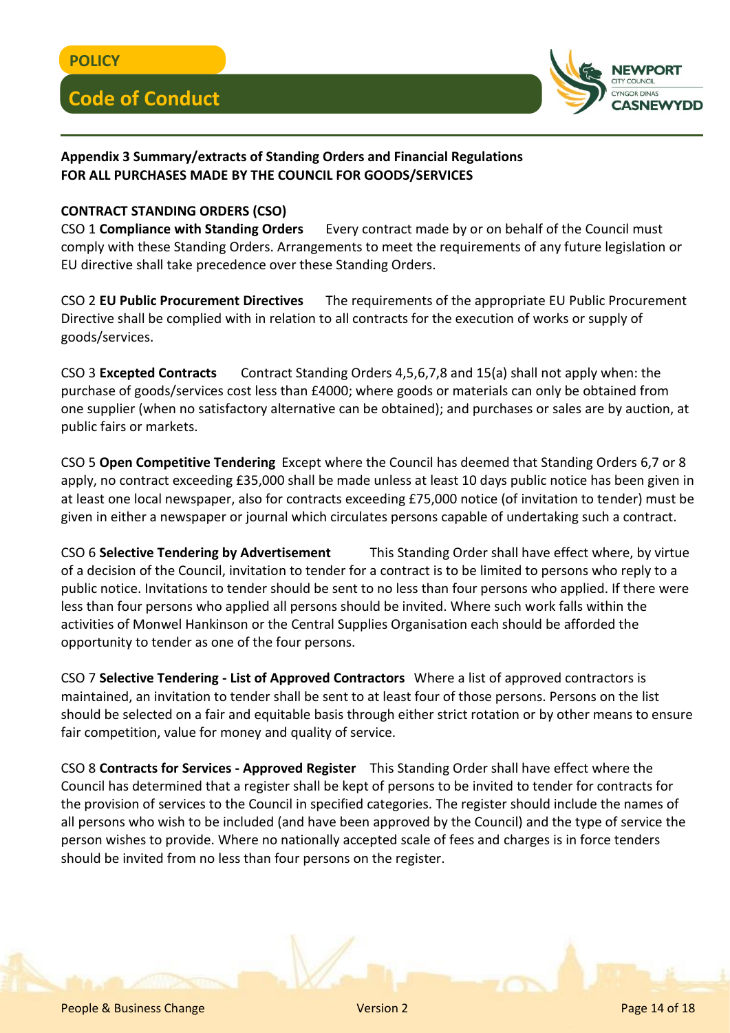**Appendix 3 Summary/extracts of Standing Orders and Financial Regulations FOR ALL PURCHASES MADE BY THE COUNCIL FOR GOODS/SERVICES**

**CONTRACT STANDING ORDERS (CSO)**

CSO 1 **Compliance with Standing Orders** Every contract made by or on behalf of the Council must comply with these Standing Orders. Arrangements to meet the requirements of any future legislation or EU directive shall take precedence over these Standing Orders.

CSO 2 **EU Public Procurement Directives** The requirements of the appropriate EU Public Procurement Directive shall be complied with in relation to all contracts for the execution of works or supply of goods/services.

CSO 3 **Excepted Contracts** Contract Standing Orders 4,5,6,7,8 and 15(a) shall not apply when: the purchase of goods/services cost less than £4000; where goods or materials can only be obtained from one supplier (when no satisfactory alternative can be obtained); and purchases or sales are by auction, at public fairs or markets.

CSO 5 **Open Competitive Tendering** Except where the Council has deemed that Standing Orders 6,7 or 8 apply, no contract exceeding £35,000 shall be made unless at least 10 days public notice has been given in at least one local newspaper, also for contracts exceeding £75,000 notice (of invitation to tender) must be given in either a newspaper or journal which circulates persons capable of undertaking such a contract.

CSO 6 **Selective Tendering by Advertisement** This Standing Order shall have effect where, by virtue of a decision of the Council, invitation to tender for a contract is to be limited to persons who reply to a public notice. Invitations to tender should be sent to no less than four persons who applied. If there were less than four persons who applied all persons should be invited. Where such work falls within the activities of Monwel Hankinson or the Central Supplies Organisation each should be afforded the opportunity to tender as one of the four persons.

CSO 7 **Selective Tendering - List of Approved Contractors** Where a list of approved contractors is maintained, an invitation to tender shall be sent to at least four of those persons. Persons on the list should be selected on a fair and equitable basis through either strict rotation or by other means to ensure fair competition, value for money and quality of service.

CSO 8 **Contracts for Services - Approved Register** This Standing Order shall have effect where the Council has determined that a register shall be kept of persons to be invited to tender for contracts for the provision of services to the Council in specified categories. The register should include the names of all persons who wish to be included (and have been approved by the Council) and the type of service the person wishes to provide. Where no nationally accepted scale of fees and charges is in force tenders should be invited from no less than four persons on the register.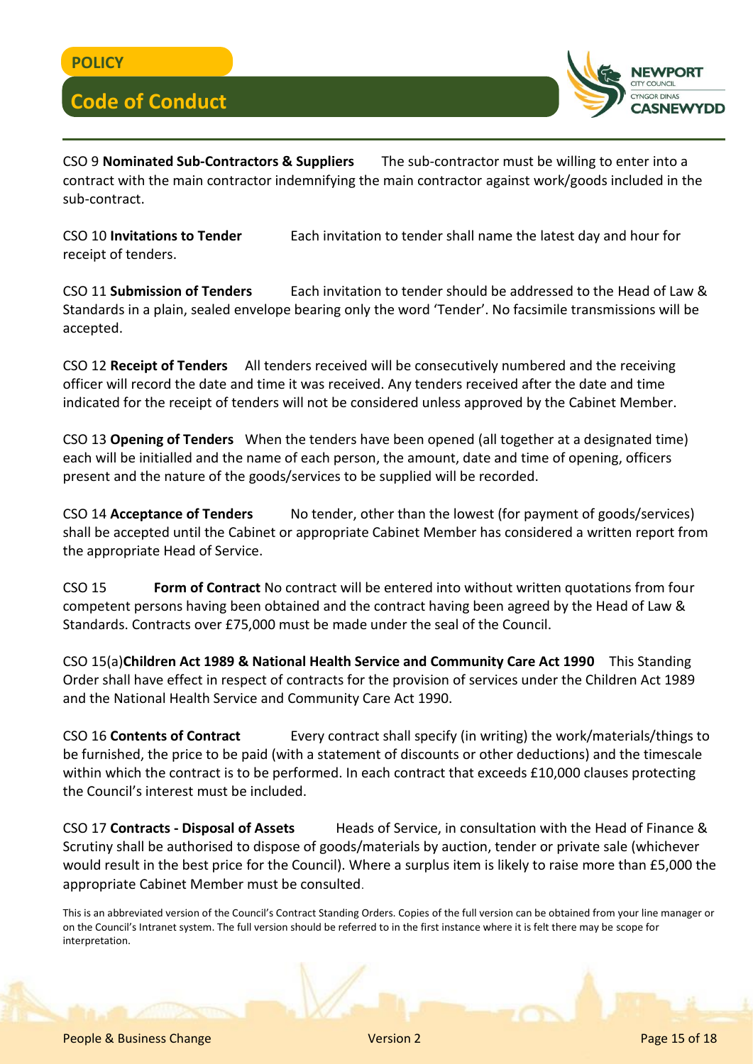CSO 9 **Nominated Sub-Contractors & Suppliers** The sub-contractor must be willing to enter into a contract with the main contractor indemnifying the main contractor against work/goods included in the sub-contract.

CSO 10 **Invitations to Tender** Each invitation to tender shall name the latest day and hour for receipt of tenders.

CSO 11 **Submission of Tenders** Each invitation to tender should be addressed to the Head of Law & Standards in a plain, sealed envelope bearing only the word 'Tender'. No facsimile transmissions will be accepted.

CSO 12 **Receipt of Tenders** All tenders received will be consecutively numbered and the receiving officer will record the date and time it was received. Any tenders received after the date and time indicated for the receipt of tenders will not be considered unless approved by the Cabinet Member.

CSO 13 **Opening of Tenders** When the tenders have been opened (all together at a designated time) each will be initialled and the name of each person, the amount, date and time of opening, officers present and the nature of the goods/services to be supplied will be recorded.

CSO 14 **Acceptance of Tenders** No tender, other than the lowest (for payment of goods/services) shall be accepted until the Cabinet or appropriate Cabinet Member has considered a written report from the appropriate Head of Service.

CSO 15 **Form of Contract** No contract will be entered into without written quotations from four competent persons having been obtained and the contract having been agreed by the Head of Law & Standards. Contracts over £75,000 must be made under the seal of the Council.

CSO 15(a)**Children Act 1989 & National Health Service and Community Care Act 1990** This Standing Order shall have effect in respect of contracts for the provision of services under the Children Act 1989 and the National Health Service and Community Care Act 1990.

CSO 16 **Contents of Contract** Every contract shall specify (in writing) the work/materials/things to be furnished, the price to be paid (with a statement of discounts or other deductions) and the timescale within which the contract is to be performed. In each contract that exceeds £10,000 clauses protecting the Council's interest must be included.

CSO 17 **Contracts - Disposal of Assets** Heads of Service, in consultation with the Head of Finance & Scrutiny shall be authorised to dispose of goods/materials by auction, tender or private sale (whichever would result in the best price for the Council). Where a surplus item is likely to raise more than £5,000 the appropriate Cabinet Member must be consulted.

This is an abbreviated version of the Council's Contract Standing Orders. Copies of the full version can be obtained from your line manager or on the Council's Intranet system. The full version should be referred to in the first instance where it is felt there may be scope for interpretation.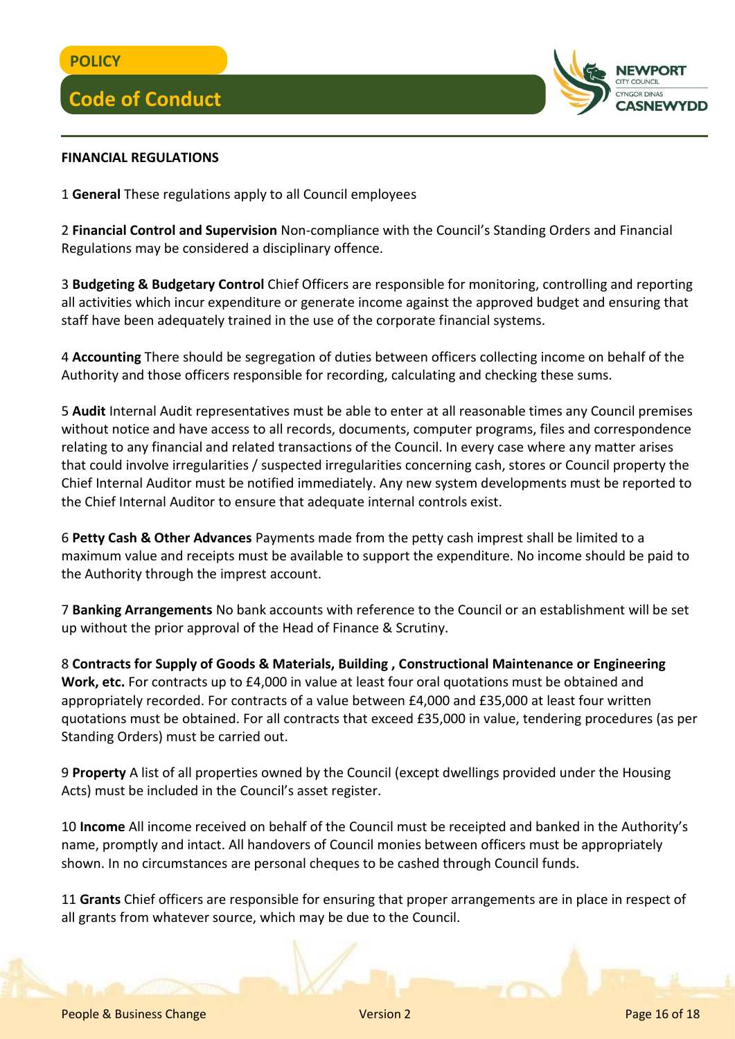**FINANCIAL REGULATIONS**

1 **General** These regulations apply to all Council employees

2 **Financial Control and Supervision** Non-compliance with the Council's Standing Orders and Financial Regulations may be considered a disciplinary offence.

3 **Budgeting & Budgetary Control** Chief Officers are responsible for monitoring, controlling and reporting all activities which incur expenditure or generate income against the approved budget and ensuring that staff have been adequately trained in the use of the corporate financial systems.

4 **Accounting** There should be segregation of duties between officers collecting income on behalf of the Authority and those officers responsible for recording, calculating and checking these sums.

5 **Audit** Internal Audit representatives must be able to enter at all reasonable times any Council premises without notice and have access to all records, documents, computer programs, files and correspondence relating to any financial and related transactions of the Council. In every case where any matter arises that could involve irregularities / suspected irregularities concerning cash, stores or Council property the Chief Internal Auditor must be notified immediately. Any new system developments must be reported to the Chief Internal Auditor to ensure that adequate internal controls exist.

6 **Petty Cash & Other Advances** Payments made from the petty cash imprest shall be limited to a maximum value and receipts must be available to support the expenditure. No income should be paid to the Authority through the imprest account.

7 **Banking Arrangements** No bank accounts with reference to the Council or an establishment will be set up without the prior approval of the Head of Finance & Scrutiny.

8 **Contracts for Supply of Goods & Materials, Building , Constructional Maintenance or Engineering Work, etc.** For contracts up to £4,000 in value at least four oral quotations must be obtained and appropriately recorded. For contracts of a value between £4,000 and £35,000 at least four written quotations must be obtained. For all contracts that exceed £35,000 in value, tendering procedures (as per Standing Orders) must be carried out.

9 **Property** A list of all properties owned by the Council (except dwellings provided under the Housing Acts) must be included in the Council's asset register.

10 **Income** All income received on behalf of the Council must be receipted and banked in the Authority's name, promptly and intact. All handovers of Council monies between officers must be appropriately shown. In no circumstances are personal cheques to be cashed through Council funds.

11 **Grants** Chief officers are responsible for ensuring that proper arrangements are in place in respect of all grants from whatever source, which may be due to the Council.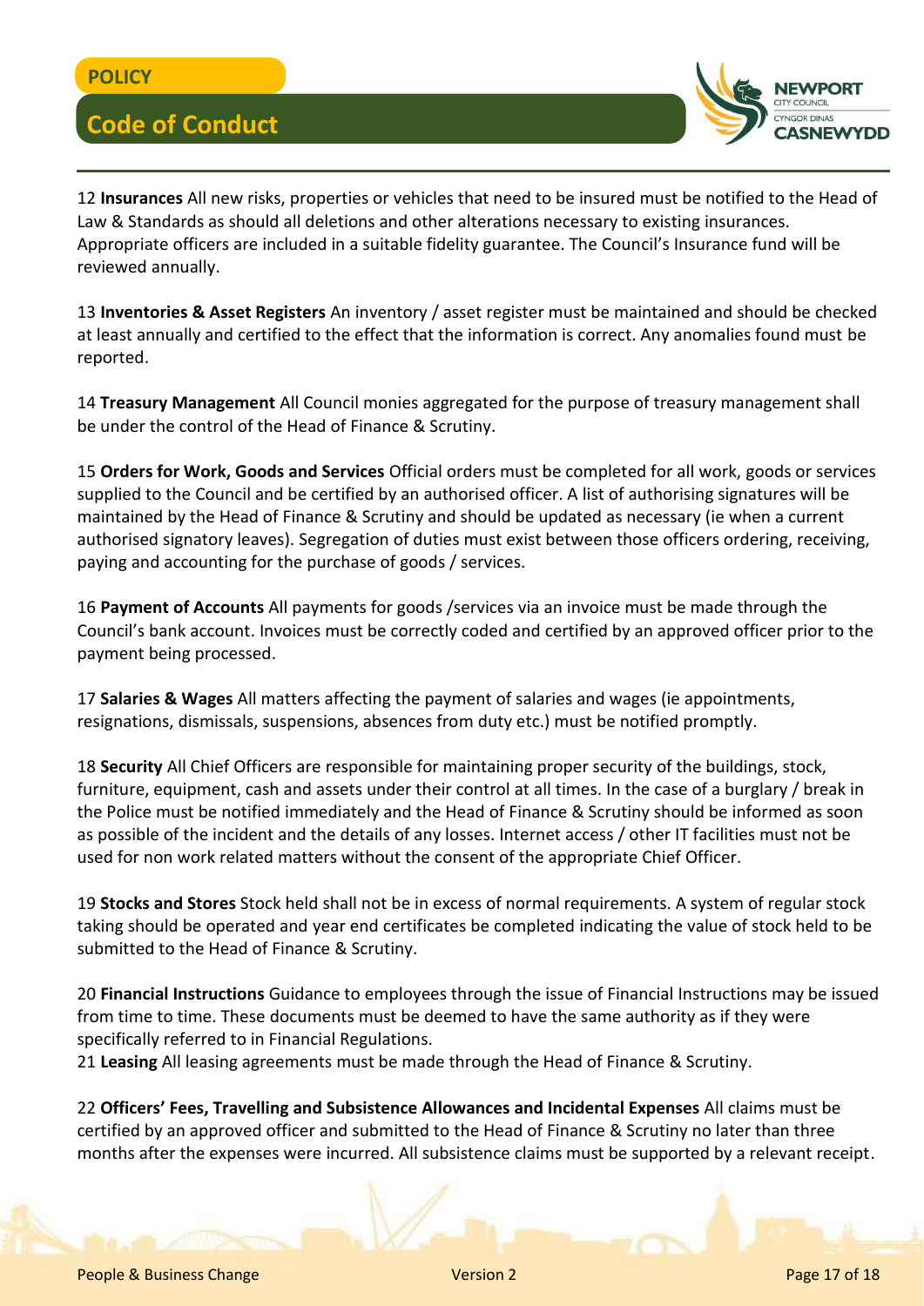12 **Insurances** All new risks, properties or vehicles that need to be insured must be notified to the Head of Law & Standards as should all deletions and other alterations necessary to existing insurances. Appropriate officers are included in a suitable fidelity guarantee. The Council's Insurance fund will be reviewed annually.

13 **Inventories & Asset Registers** An inventory / asset register must be maintained and should be checked at least annually and certified to the effect that the information is correct. Any anomalies found must be reported.

14 **Treasury Management** All Council monies aggregated for the purpose of treasury management shall be under the control of the Head of Finance & Scrutiny.

15 **Orders for Work, Goods and Services** Official orders must be completed for all work, goods or services supplied to the Council and be certified by an authorised officer. A list of authorising signatures will be maintained by the Head of Finance & Scrutiny and should be updated as necessary (ie when a current authorised signatory leaves). Segregation of duties must exist between those officers ordering, receiving, paying and accounting for the purchase of goods / services.

16 **Payment of Accounts** All payments for goods /services via an invoice must be made through the Council's bank account. Invoices must be correctly coded and certified by an approved officer prior to the payment being processed.

17 **Salaries & Wages** All matters affecting the payment of salaries and wages (ie appointments, resignations, dismissals, suspensions, absences from duty etc.) must be notified promptly.

18 **Security** All Chief Officers are responsible for maintaining proper security of the buildings, stock, furniture, equipment, cash and assets under their control at all times. In the case of a burglary / break in the Police must be notified immediately and the Head of Finance & Scrutiny should be informed as soon as possible of the incident and the details of any losses. Internet access / other IT facilities must not be used for non work related matters without the consent of the appropriate Chief Officer.

19 **Stocks and Stores** Stock held shall not be in excess of normal requirements. A system of regular stock taking should be operated and year end certificates be completed indicating the value of stock held to be submitted to the Head of Finance & Scrutiny.

20 **Financial Instructions** Guidance to employees through the issue of Financial Instructions may be issued from time to time. These documents must be deemed to have the same authority as if they were specifically referred to in Financial Regulations.

21 **Leasing** All leasing agreements must be made through the Head of Finance & Scrutiny.

22 **Officers' Fees, Travelling and Subsistence Allowances and Incidental Expenses** All claims must be certified by an approved officer and submitted to the Head of Finance & Scrutiny no later than three months after the expenses were incurred. All subsistence claims must be supported by a relevant receipt.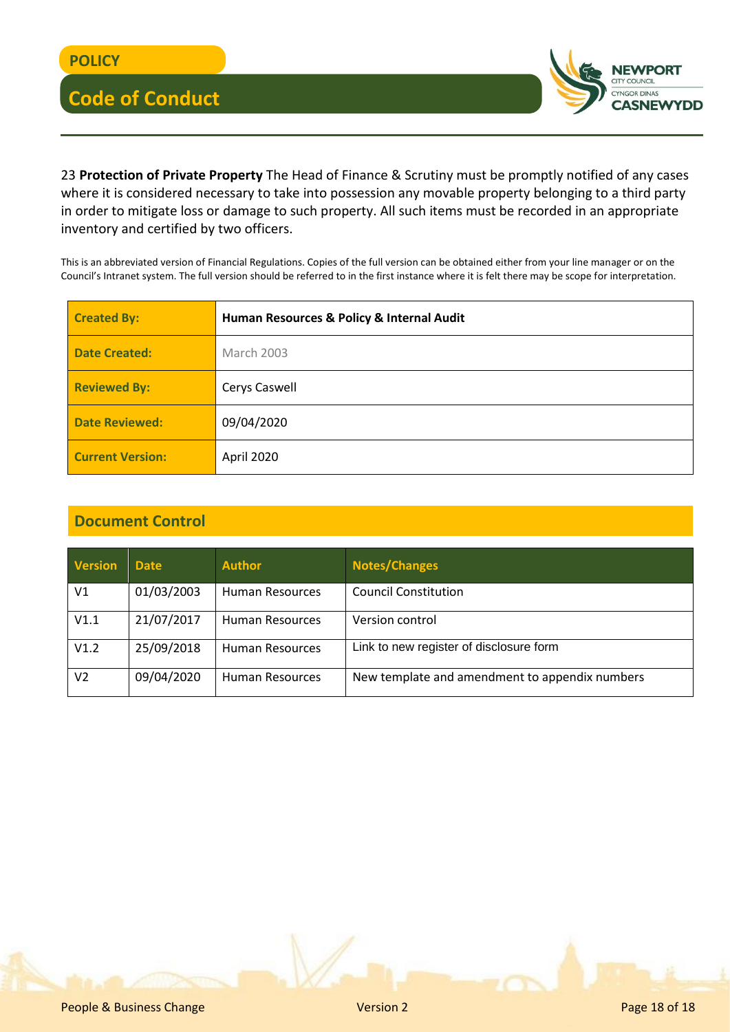23 **Protection of Private Property** The Head of Finance & Scrutiny must be promptly notified of any cases where it is considered necessary to take into possession any movable property belonging to a third party in order to mitigate loss or damage to such property. All such items must be recorded in an appropriate inventory and certified by two officers.

This is an abbreviated version of Financial Regulations. Copies of the full version can be obtained either from your line manager or on the Council's Intranet system. The full version should be referred to in the first instance where it is felt there may be scope for interpretation.

| | |
|---|---|
| **Created By:** | **Human Resources & Policy & Internal Audit** |
| **Date Created:** | March 2003 |
| **Reviewed By:** | Cerys Caswell |
| **Date Reviewed:** | 09/04/2020 |
| **Current Version:** | April 2020 |

## Document Control

| Version | Date | Author | Notes/Changes |
|---|---|---|---|
| V1 | 01/03/2003 | Human Resources | Council Constitution |
| V1.1 | 21/07/2017 | Human Resources | Version control |
| V1.2 | 25/09/2018 | Human Resources | Link to new register of disclosure form |
| V2 | 09/04/2020 | Human Resources | New template and amendment to appendix numbers |